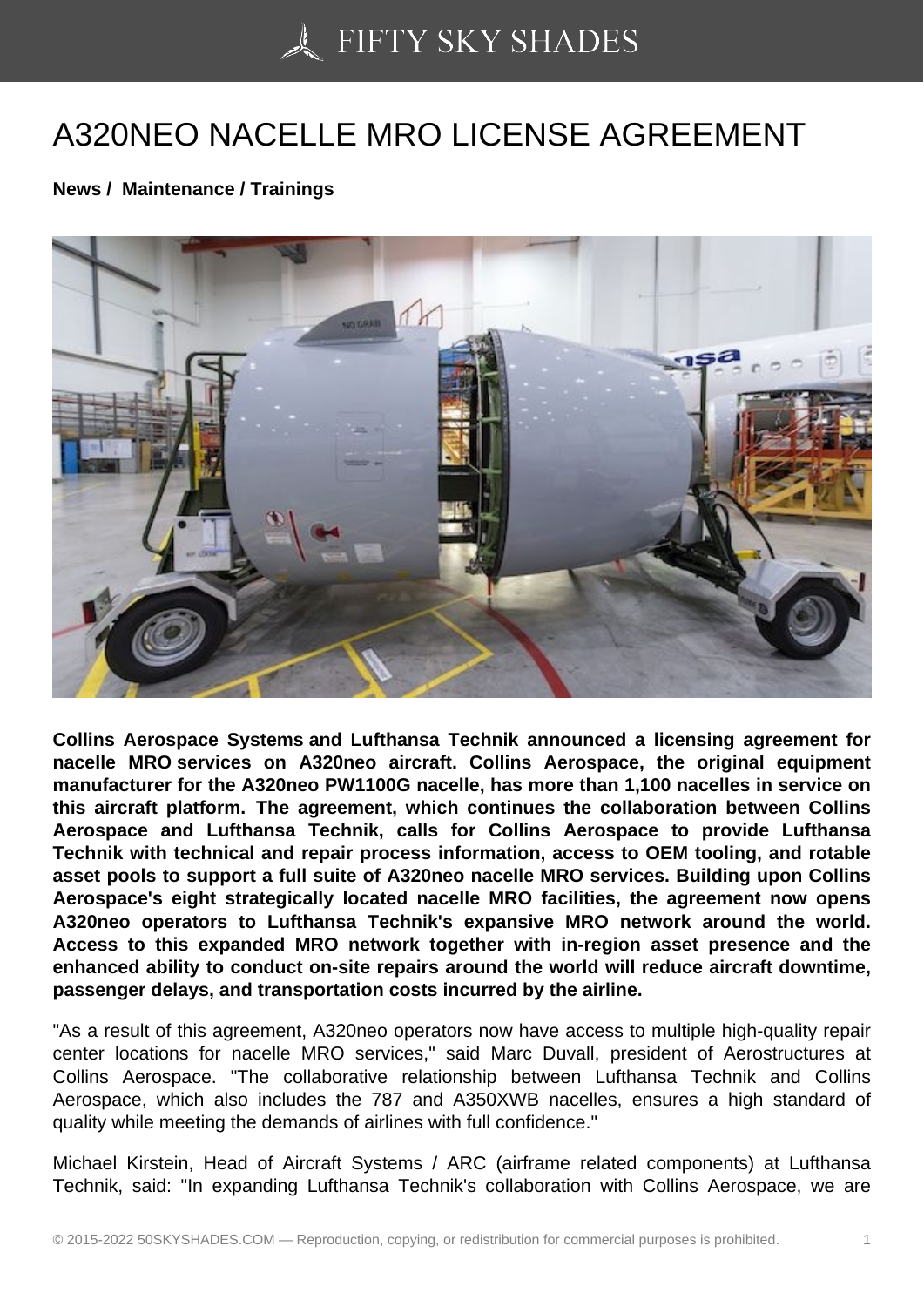# A320NEO NACELLE MRO LICENSE AGREEMENT

**News / Maintenance / Trainings**

**Collins Aerospace Systems and Lufthansa Technik announced a licensing agreement for nacelle MRO services on A320neo aircraft. Collins Aerospace, the original equipment manufacturer for the A320neo PW1100G nacelle, has more than 1,100 nacelles in service on this aircraft platform. The agreement, which continues the collaboration between Collins Aerospace and Lufthansa Technik, calls for Collins Aerospace to provide Lufthansa Technik with technical and repair process information, access to OEM tooling, and rotable asset pools to support a full suite of A320neo nacelle MRO services. Building upon Collins Aerospace's eight strategically located nacelle MRO facilities, the agreement now opens A320neo operators to Lufthansa Technik's expansive MRO network around the world. Access to this expanded MRO network together with in-region asset presence and the enhanced ability to conduct on-site repairs around the world will reduce aircraft downtime, passenger delays, and transportation costs incurred by the airline.**

"As a result of this agreement, A320neo operators now have access to multiple high-quality repair center locations for nacelle MRO services," said Marc Duvall, president of Aerostructures at Collins Aerospace. "The collaborative relationship between Lufthansa Technik and Collins Aerospace, which also includes the 787 and A350XWB nacelles, ensures a high standard of quality while meeting the demands of airlines with full confidence."

Michael Kirstein, Head of Aircraft Systems / ARC (airframe related components) at Lufthansa Technik, said: "In expanding Lufthansa Technik's collaboration with Collins Aerospace, we are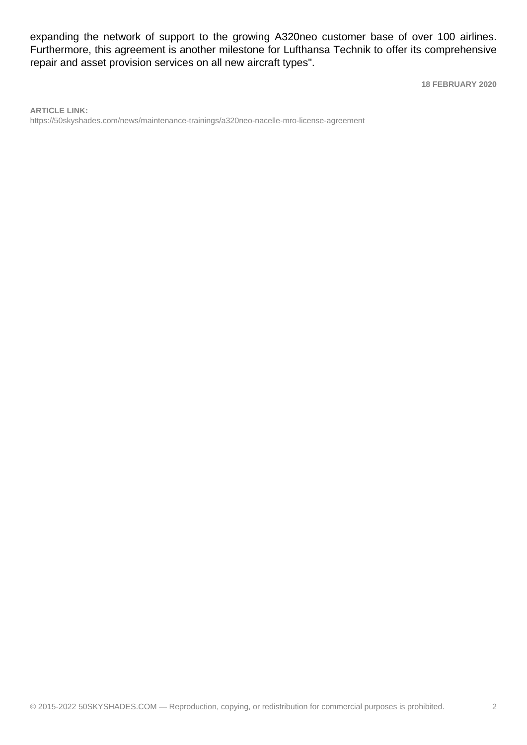expanding the network of support to the growing A320neo customer base of over 100 airlines. Furthermore, this agreement is another milestone for Lufthansa Technik to offer its comprehensive repair and asset provision services on all new aircraft types".

**18 FEBRUARY 2020**

**ARTICLE LINK:**
https://50skyshades.com/news/maintenance-trainings/a320neo-nacelle-mro-license-agreement